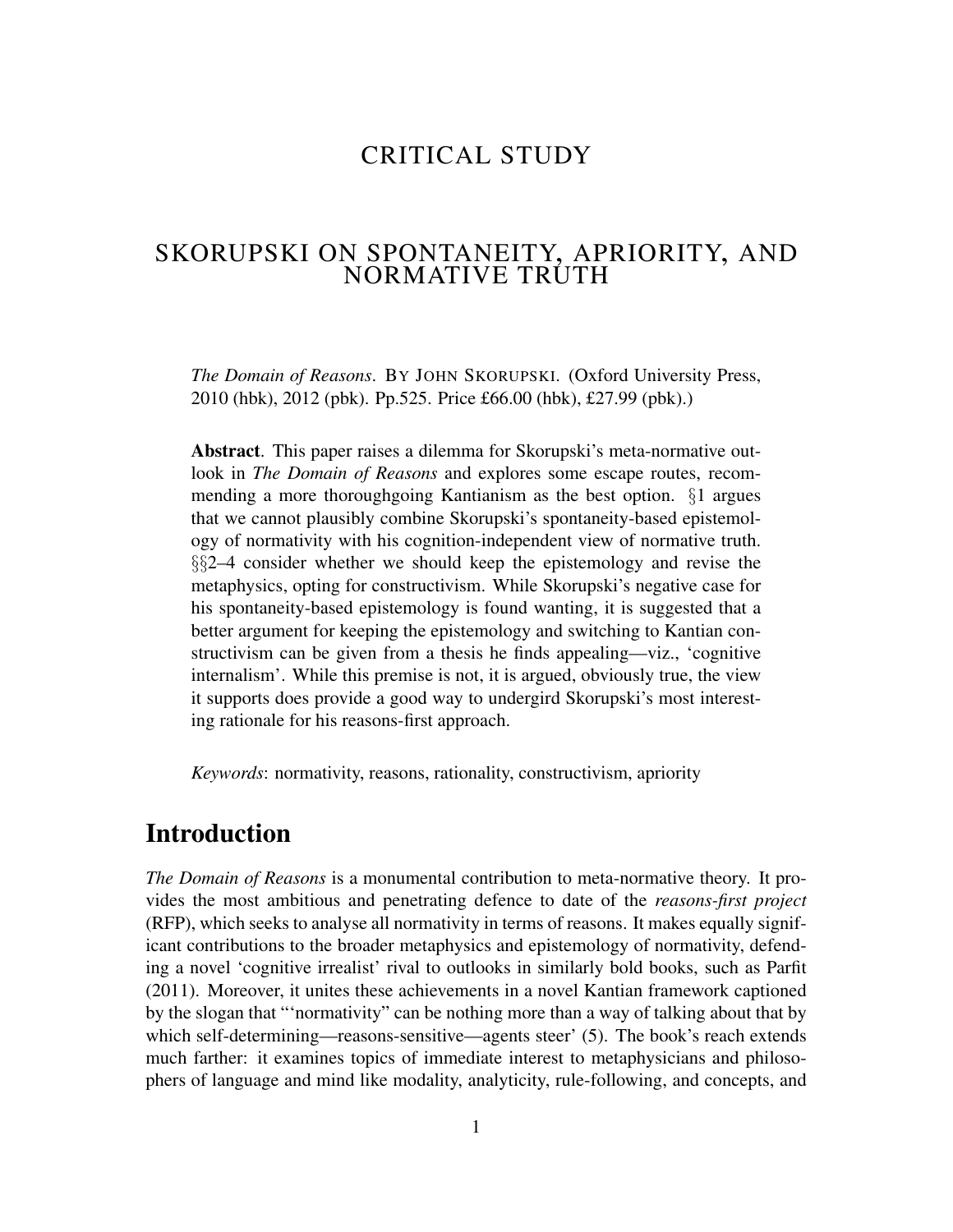# CRITICAL STUDY

## SKORUPSKI ON SPONTANEITY, APRIORITY, AND NORMATIVE TRUTH

*The Domain of Reasons*. BY JOHN SKORUPSKI. (Oxford University Press, 2010 (hbk), 2012 (pbk). Pp.525. Price £66.00 (hbk), £27.99 (pbk).)

**Abstract**. This paper raises a dilemma for Skorupski's meta-normative outlook in *The Domain of Reasons* and explores some escape routes, recommending a more thoroughgoing Kantianism as the best option. §1 argues that we cannot plausibly combine Skorupski's spontaneity-based epistemology of normativity with his cognition-independent view of normative truth. §§2–4 consider whether we should keep the epistemology and revise the metaphysics, opting for constructivism. While Skorupski's negative case for his spontaneity-based epistemology is found wanting, it is suggested that a better argument for keeping the epistemology and switching to Kantian constructivism can be given from a thesis he finds appealing—viz., 'cognitive internalism'. While this premise is not, it is argued, obviously true, the view it supports does provide a good way to undergird Skorupski's most interesting rationale for his reasons-first approach.

*Keywords*: normativity, reasons, rationality, constructivism, apriority

# Introduction

*The Domain of Reasons* is a monumental contribution to meta-normative theory. It provides the most ambitious and penetrating defence to date of the *reasons-first project* (RFP), which seeks to analyse all normativity in terms of reasons. It makes equally significant contributions to the broader metaphysics and epistemology of normativity, defending a novel 'cognitive irrealist' rival to outlooks in similarly bold books, such as Parfit (2011). Moreover, it unites these achievements in a novel Kantian framework captioned by the slogan that "'normativity" can be nothing more than a way of talking about that by which self-determining—reasons-sensitive—agents steer' (5). The book's reach extends much farther: it examines topics of immediate interest to metaphysicians and philosophers of language and mind like modality, analyticity, rule-following, and concepts, and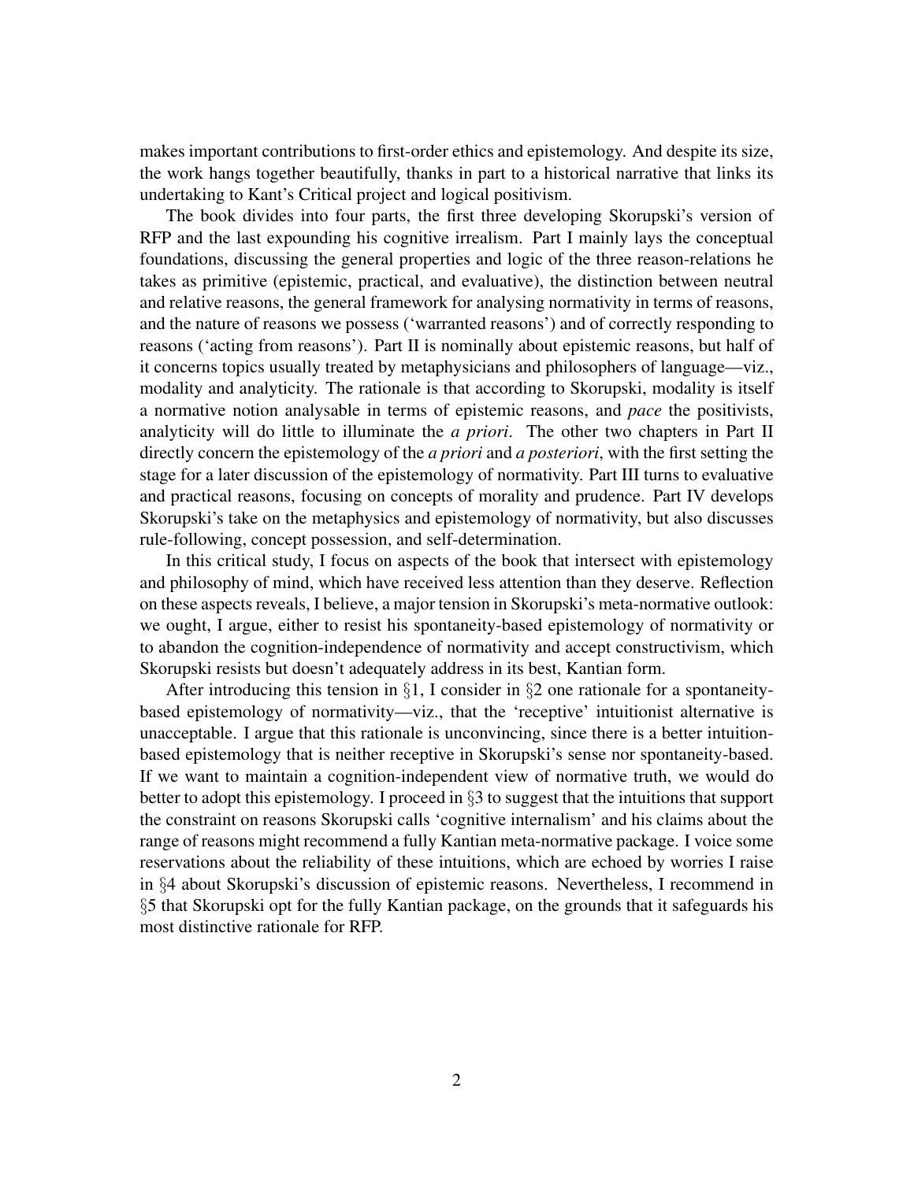makes important contributions to first-order ethics and epistemology. And despite its size, the work hangs together beautifully, thanks in part to a historical narrative that links its undertaking to Kant's Critical project and logical positivism.

The book divides into four parts, the first three developing Skorupski's version of RFP and the last expounding his cognitive irrealism. Part I mainly lays the conceptual foundations, discussing the general properties and logic of the three reason-relations he takes as primitive (epistemic, practical, and evaluative), the distinction between neutral and relative reasons, the general framework for analysing normativity in terms of reasons, and the nature of reasons we possess ('warranted reasons') and of correctly responding to reasons ('acting from reasons'). Part II is nominally about epistemic reasons, but half of it concerns topics usually treated by metaphysicians and philosophers of language—viz., modality and analyticity. The rationale is that according to Skorupski, modality is itself a normative notion analysable in terms of epistemic reasons, and *pace* the positivists, analyticity will do little to illuminate the *a priori*. The other two chapters in Part II directly concern the epistemology of the *a priori* and *a posteriori*, with the first setting the stage for a later discussion of the epistemology of normativity. Part III turns to evaluative and practical reasons, focusing on concepts of morality and prudence. Part IV develops Skorupski's take on the metaphysics and epistemology of normativity, but also discusses rule-following, concept possession, and self-determination.

In this critical study, I focus on aspects of the book that intersect with epistemology and philosophy of mind, which have received less attention than they deserve. Reflection on these aspects reveals, I believe, a major tension in Skorupski's meta-normative outlook: we ought, I argue, either to resist his spontaneity-based epistemology of normativity or to abandon the cognition-independence of normativity and accept constructivism, which Skorupski resists but doesn't adequately address in its best, Kantian form.

After introducing this tension in §1, I consider in §2 one rationale for a spontaneity-based epistemology of normativity—viz., that the 'receptive' intuitionist alternative is unacceptable. I argue that this rationale is unconvincing, since there is a better intuition-based epistemology that is neither receptive in Skorupski's sense nor spontaneity-based. If we want to maintain a cognition-independent view of normative truth, we would do better to adopt this epistemology. I proceed in §3 to suggest that the intuitions that support the constraint on reasons Skorupski calls 'cognitive internalism' and his claims about the range of reasons might recommend a fully Kantian meta-normative package. I voice some reservations about the reliability of these intuitions, which are echoed by worries I raise in §4 about Skorupski's discussion of epistemic reasons. Nevertheless, I recommend in §5 that Skorupski opt for the fully Kantian package, on the grounds that it safeguards his most distinctive rationale for RFP.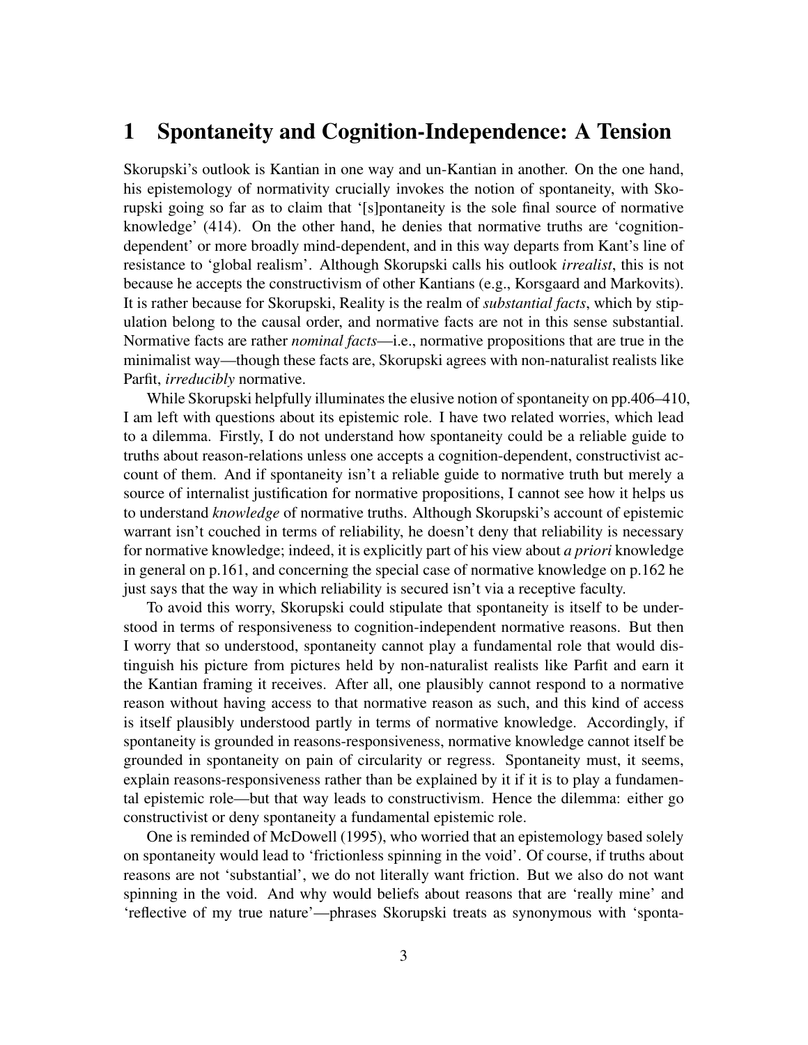# 1 Spontaneity and Cognition-Independence: A Tension

Skorupski's outlook is Kantian in one way and un-Kantian in another. On the one hand, his epistemology of normativity crucially invokes the notion of spontaneity, with Skorupski going so far as to claim that '[s]pontaneity is the sole final source of normative knowledge' (414). On the other hand, he denies that normative truths are 'cognition-dependent' or more broadly mind-dependent, and in this way departs from Kant's line of resistance to 'global realism'. Although Skorupski calls his outlook *irrealist*, this is not because he accepts the constructivism of other Kantians (e.g., Korsgaard and Markovits). It is rather because for Skorupski, Reality is the realm of *substantial facts*, which by stipulation belong to the causal order, and normative facts are not in this sense substantial. Normative facts are rather *nominal facts*—i.e., normative propositions that are true in the minimalist way—though these facts are, Skorupski agrees with non-naturalist realists like Parfit, *irreducibly* normative.

While Skorupski helpfully illuminates the elusive notion of spontaneity on pp.406–410, I am left with questions about its epistemic role. I have two related worries, which lead to a dilemma. Firstly, I do not understand how spontaneity could be a reliable guide to truths about reason-relations unless one accepts a cognition-dependent, constructivist account of them. And if spontaneity isn't a reliable guide to normative truth but merely a source of internalist justification for normative propositions, I cannot see how it helps us to understand *knowledge* of normative truths. Although Skorupski's account of epistemic warrant isn't couched in terms of reliability, he doesn't deny that reliability is necessary for normative knowledge; indeed, it is explicitly part of his view about *a priori* knowledge in general on p.161, and concerning the special case of normative knowledge on p.162 he just says that the way in which reliability is secured isn't via a receptive faculty.

To avoid this worry, Skorupski could stipulate that spontaneity is itself to be understood in terms of responsiveness to cognition-independent normative reasons. But then I worry that so understood, spontaneity cannot play a fundamental role that would distinguish his picture from pictures held by non-naturalist realists like Parfit and earn it the Kantian framing it receives. After all, one plausibly cannot respond to a normative reason without having access to that normative reason as such, and this kind of access is itself plausibly understood partly in terms of normative knowledge. Accordingly, if spontaneity is grounded in reasons-responsiveness, normative knowledge cannot itself be grounded in spontaneity on pain of circularity or regress. Spontaneity must, it seems, explain reasons-responsiveness rather than be explained by it if it is to play a fundamental epistemic role—but that way leads to constructivism. Hence the dilemma: either go constructivist or deny spontaneity a fundamental epistemic role.

One is reminded of McDowell (1995), who worried that an epistemology based solely on spontaneity would lead to 'frictionless spinning in the void'. Of course, if truths about reasons are not 'substantial', we do not literally want friction. But we also do not want spinning in the void. And why would beliefs about reasons that are 'really mine' and 'reflective of my true nature'—phrases Skorupski treats as synonymous with 'sponta-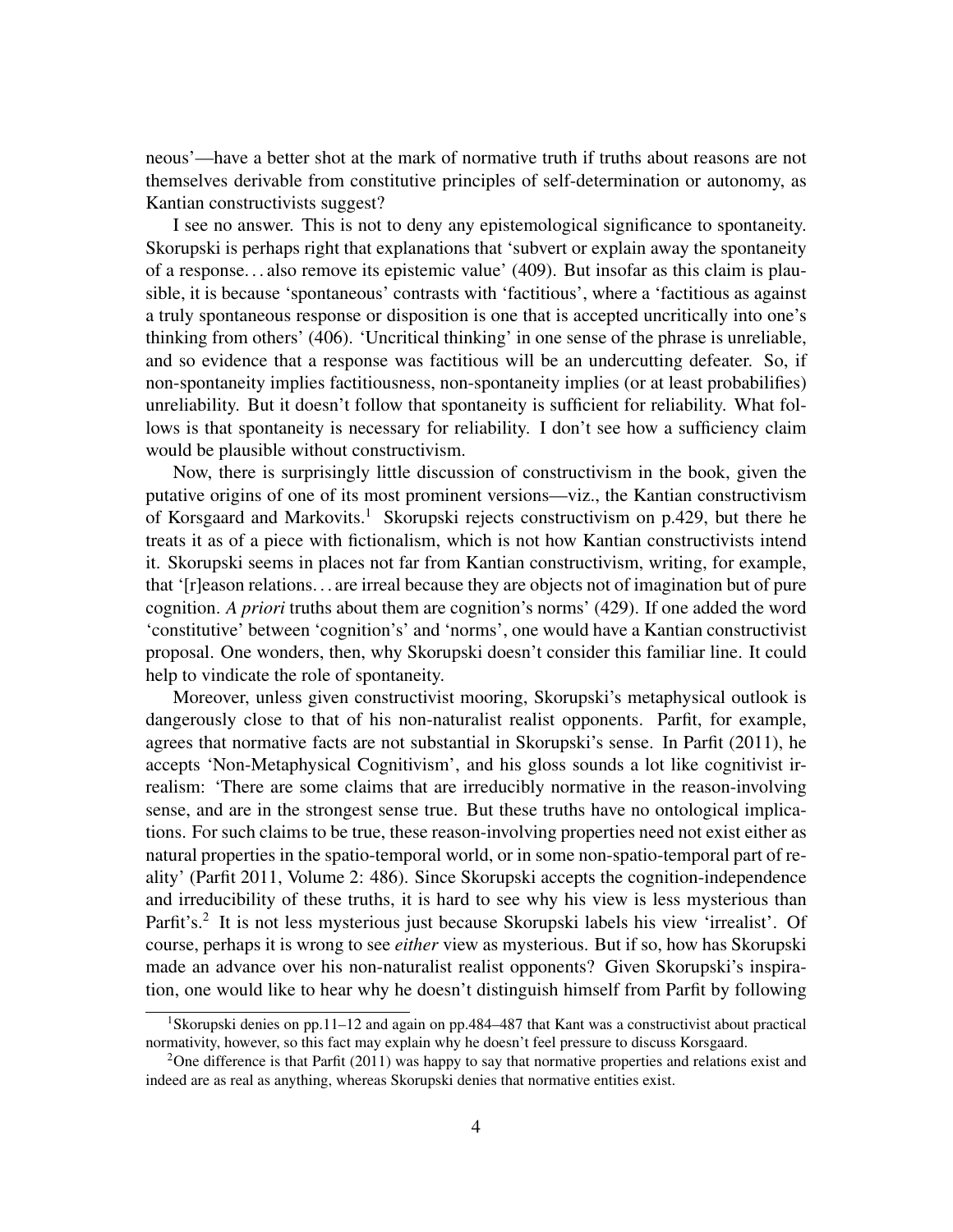neous'—have a better shot at the mark of normative truth if truths about reasons are not themselves derivable from constitutive principles of self-determination or autonomy, as Kantian constructivists suggest?

I see no answer. This is not to deny any epistemological significance to spontaneity. Skorupski is perhaps right that explanations that 'subvert or explain away the spontaneity of a response. . . also remove its epistemic value' (409). But insofar as this claim is plausible, it is because 'spontaneous' contrasts with 'factitious', where a 'factitious as against a truly spontaneous response or disposition is one that is accepted uncritically into one's thinking from others' (406). 'Uncritical thinking' in one sense of the phrase is unreliable, and so evidence that a response was factitious will be an undercutting defeater. So, if non-spontaneity implies factitiousness, non-spontaneity implies (or at least probabilifies) unreliability. But it doesn't follow that spontaneity is sufficient for reliability. What follows is that spontaneity is necessary for reliability. I don't see how a sufficiency claim would be plausible without constructivism.

Now, there is surprisingly little discussion of constructivism in the book, given the putative origins of one of its most prominent versions—viz., the Kantian constructivism of Korsgaard and Markovits.[1] Skorupski rejects constructivism on p.429, but there he treats it as of a piece with fictionalism, which is not how Kantian constructivists intend it. Skorupski seems in places not far from Kantian constructivism, writing, for example, that '[r]eason relations. . . are irreal because they are objects not of imagination but of pure cognition. *A priori* truths about them are cognition's norms' (429). If one added the word 'constitutive' between 'cognition's' and 'norms', one would have a Kantian constructivist proposal. One wonders, then, why Skorupski doesn't consider this familiar line. It could help to vindicate the role of spontaneity.

Moreover, unless given constructivist mooring, Skorupski's metaphysical outlook is dangerously close to that of his non-naturalist realist opponents. Parfit, for example, agrees that normative facts are not substantial in Skorupski's sense. In Parfit (2011), he accepts 'Non-Metaphysical Cognitivism', and his gloss sounds a lot like cognitivist irrealism: 'There are some claims that are irreducibly normative in the reason-involving sense, and are in the strongest sense true. But these truths have no ontological implications. For such claims to be true, these reason-involving properties need not exist either as natural properties in the spatio-temporal world, or in some non-spatio-temporal part of reality' (Parfit 2011, Volume 2: 486). Since Skorupski accepts the cognition-independence and irreducibility of these truths, it is hard to see why his view is less mysterious than Parfit's.[2] It is not less mysterious just because Skorupski labels his view 'irrealist'. Of course, perhaps it is wrong to see *either* view as mysterious. But if so, how has Skorupski made an advance over his non-naturalist realist opponents? Given Skorupski's inspiration, one would like to hear why he doesn't distinguish himself from Parfit by following

[1] Skorupski denies on pp.11–12 and again on pp.484–487 that Kant was a constructivist about practical normativity, however, so this fact may explain why he doesn't feel pressure to discuss Korsgaard.

[2] One difference is that Parfit (2011) was happy to say that normative properties and relations exist and indeed are as real as anything, whereas Skorupski denies that normative entities exist.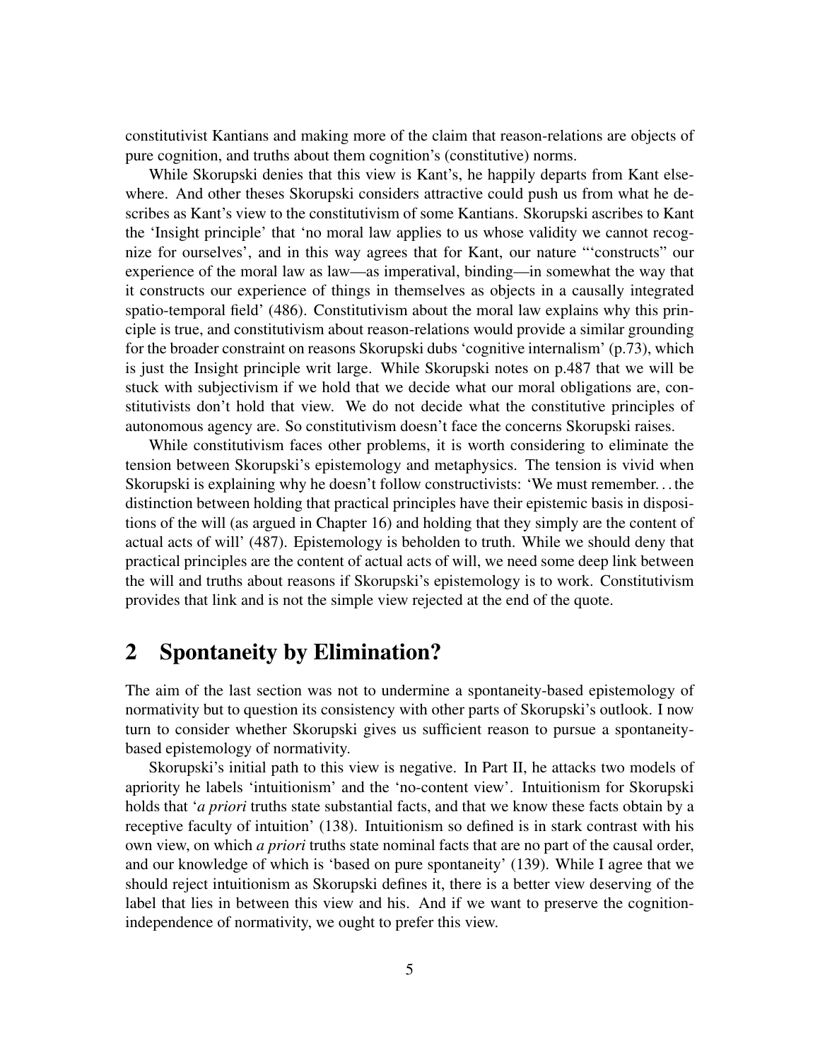constitutivist Kantians and making more of the claim that reason-relations are objects of pure cognition, and truths about them cognition's (constitutive) norms.

While Skorupski denies that this view is Kant's, he happily departs from Kant elsewhere. And other theses Skorupski considers attractive could push us from what he describes as Kant's view to the constitutivism of some Kantians. Skorupski ascribes to Kant the 'Insight principle' that 'no moral law applies to us whose validity we cannot recognize for ourselves', and in this way agrees that for Kant, our nature "'constructs" our experience of the moral law as law—as imperatival, binding—in somewhat the way that it constructs our experience of things in themselves as objects in a causally integrated spatio-temporal field' (486). Constitutivism about the moral law explains why this principle is true, and constitutivism about reason-relations would provide a similar grounding for the broader constraint on reasons Skorupski dubs 'cognitive internalism' (p.73), which is just the Insight principle writ large. While Skorupski notes on p.487 that we will be stuck with subjectivism if we hold that we decide what our moral obligations are, constitutivists don't hold that view. We do not decide what the constitutive principles of autonomous agency are. So constitutivism doesn't face the concerns Skorupski raises.

While constitutivism faces other problems, it is worth considering to eliminate the tension between Skorupski's epistemology and metaphysics. The tension is vivid when Skorupski is explaining why he doesn't follow constructivists: 'We must remember. . . the distinction between holding that practical principles have their epistemic basis in dispositions of the will (as argued in Chapter 16) and holding that they simply are the content of actual acts of will' (487). Epistemology is beholden to truth. While we should deny that practical principles are the content of actual acts of will, we need some deep link between the will and truths about reasons if Skorupski's epistemology is to work. Constitutivism provides that link and is not the simple view rejected at the end of the quote.

## 2 Spontaneity by Elimination?

The aim of the last section was not to undermine a spontaneity-based epistemology of normativity but to question its consistency with other parts of Skorupski's outlook. I now turn to consider whether Skorupski gives us sufficient reason to pursue a spontaneity-based epistemology of normativity.

Skorupski's initial path to this view is negative. In Part II, he attacks two models of apriority he labels 'intuitionism' and the 'no-content view'. Intuitionism for Skorupski holds that '*a priori* truths state substantial facts, and that we know these facts obtain by a receptive faculty of intuition' (138). Intuitionism so defined is in stark contrast with his own view, on which *a priori* truths state nominal facts that are no part of the causal order, and our knowledge of which is 'based on pure spontaneity' (139). While I agree that we should reject intuitionism as Skorupski defines it, there is a better view deserving of the label that lies in between this view and his. And if we want to preserve the cognition-independence of normativity, we ought to prefer this view.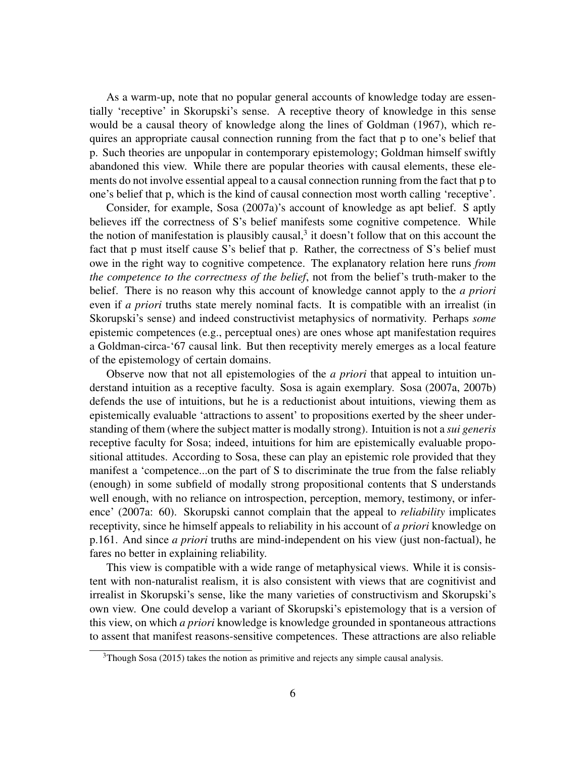As a warm-up, note that no popular general accounts of knowledge today are essentially 'receptive' in Skorupski's sense. A receptive theory of knowledge in this sense would be a causal theory of knowledge along the lines of Goldman (1967), which requires an appropriate causal connection running from the fact that p to one's belief that p. Such theories are unpopular in contemporary epistemology; Goldman himself swiftly abandoned this view. While there are popular theories with causal elements, these elements do not involve essential appeal to a causal connection running from the fact that p to one's belief that p, which is the kind of causal connection most worth calling 'receptive'.

Consider, for example, Sosa (2007a)'s account of knowledge as apt belief. S aptly believes iff the correctness of S's belief manifests some cognitive competence. While the notion of manifestation is plausibly causal,[3] it doesn't follow that on this account the fact that p must itself cause S's belief that p. Rather, the correctness of S's belief must owe in the right way to cognitive competence. The explanatory relation here runs *from the competence to the correctness of the belief*, not from the belief's truth-maker to the belief. There is no reason why this account of knowledge cannot apply to the *a priori* even if *a priori* truths state merely nominal facts. It is compatible with an irrealist (in Skorupski's sense) and indeed constructivist metaphysics of normativity. Perhaps *some* epistemic competences (e.g., perceptual ones) are ones whose apt manifestation requires a Goldman-circa-'67 causal link. But then receptivity merely emerges as a local feature of the epistemology of certain domains.

Observe now that not all epistemologies of the *a priori* that appeal to intuition understand intuition as a receptive faculty. Sosa is again exemplary. Sosa (2007a, 2007b) defends the use of intuitions, but he is a reductionist about intuitions, viewing them as epistemically evaluable 'attractions to assent' to propositions exerted by the sheer understanding of them (where the subject matter is modally strong). Intuition is not a *sui generis* receptive faculty for Sosa; indeed, intuitions for him are epistemically evaluable propositional attitudes. According to Sosa, these can play an epistemic role provided that they manifest a 'competence...on the part of S to discriminate the true from the false reliably (enough) in some subfield of modally strong propositional contents that S understands well enough, with no reliance on introspection, perception, memory, testimony, or inference' (2007a: 60). Skorupski cannot complain that the appeal to *reliability* implicates receptivity, since he himself appeals to reliability in his account of *a priori* knowledge on p.161. And since *a priori* truths are mind-independent on his view (just non-factual), he fares no better in explaining reliability.

This view is compatible with a wide range of metaphysical views. While it is consistent with non-naturalist realism, it is also consistent with views that are cognitivist and irrealist in Skorupski's sense, like the many varieties of constructivism and Skorupski's own view. One could develop a variant of Skorupski's epistemology that is a version of this view, on which *a priori* knowledge is knowledge grounded in spontaneous attractions to assent that manifest reasons-sensitive competences. These attractions are also reliable

[3] Though Sosa (2015) takes the notion as primitive and rejects any simple causal analysis.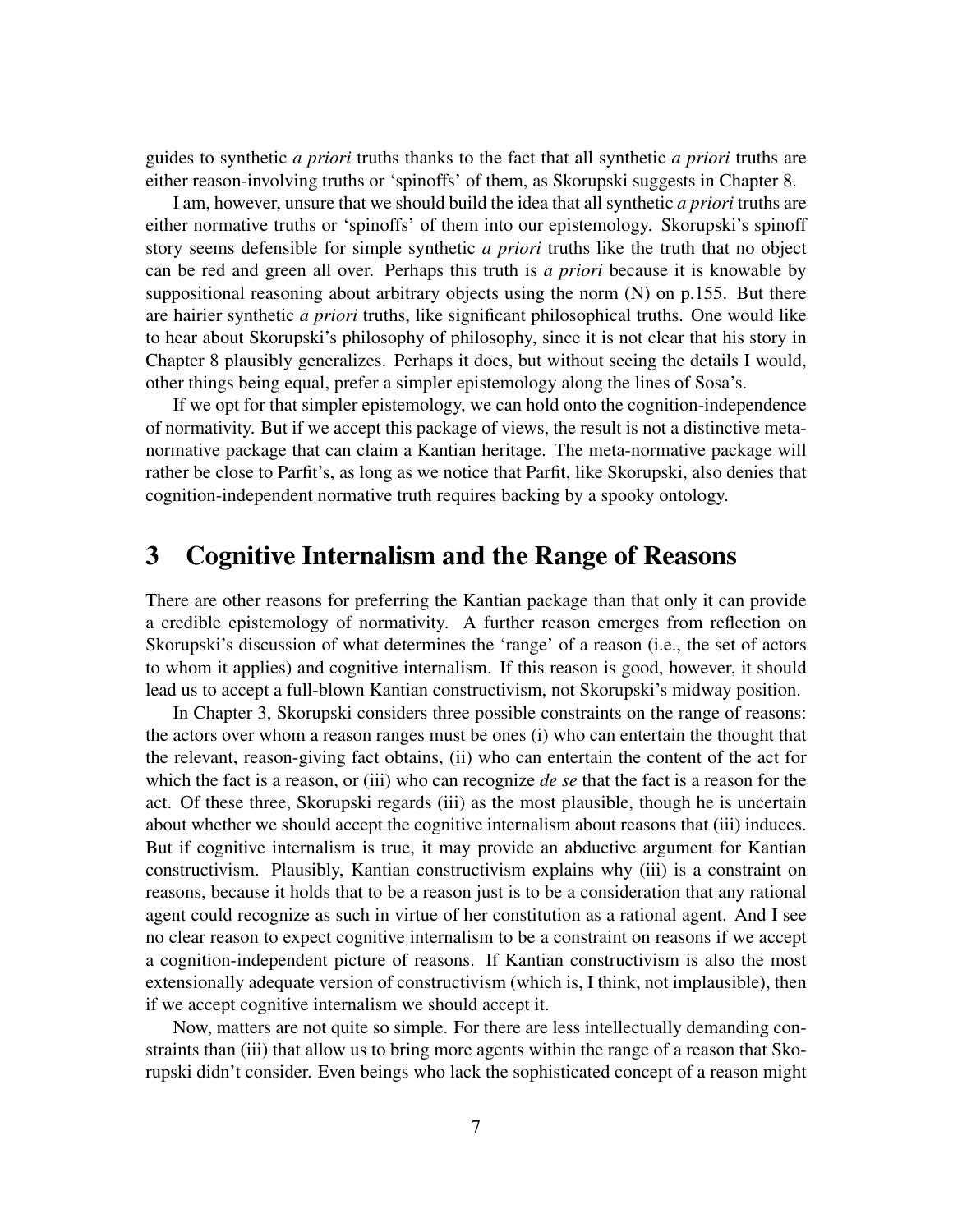guides to synthetic *a priori* truths thanks to the fact that all synthetic *a priori* truths are either reason-involving truths or 'spinoffs' of them, as Skorupski suggests in Chapter 8.

I am, however, unsure that we should build the idea that all synthetic *a priori* truths are either normative truths or 'spinoffs' of them into our epistemology. Skorupski's spinoff story seems defensible for simple synthetic *a priori* truths like the truth that no object can be red and green all over. Perhaps this truth is *a priori* because it is knowable by suppositional reasoning about arbitrary objects using the norm (N) on p.155. But there are hairier synthetic *a priori* truths, like significant philosophical truths. One would like to hear about Skorupski's philosophy of philosophy, since it is not clear that his story in Chapter 8 plausibly generalizes. Perhaps it does, but without seeing the details I would, other things being equal, prefer a simpler epistemology along the lines of Sosa's.

If we opt for that simpler epistemology, we can hold onto the cognition-independence of normativity. But if we accept this package of views, the result is not a distinctive meta-normative package that can claim a Kantian heritage. The meta-normative package will rather be close to Parfit's, as long as we notice that Parfit, like Skorupski, also denies that cognition-independent normative truth requires backing by a spooky ontology.

## 3 Cognitive Internalism and the Range of Reasons

There are other reasons for preferring the Kantian package than that only it can provide a credible epistemology of normativity. A further reason emerges from reflection on Skorupski's discussion of what determines the 'range' of a reason (i.e., the set of actors to whom it applies) and cognitive internalism. If this reason is good, however, it should lead us to accept a full-blown Kantian constructivism, not Skorupski's midway position.

In Chapter 3, Skorupski considers three possible constraints on the range of reasons: the actors over whom a reason ranges must be ones (i) who can entertain the thought that the relevant, reason-giving fact obtains, (ii) who can entertain the content of the act for which the fact is a reason, or (iii) who can recognize *de se* that the fact is a reason for the act. Of these three, Skorupski regards (iii) as the most plausible, though he is uncertain about whether we should accept the cognitive internalism about reasons that (iii) induces. But if cognitive internalism is true, it may provide an abductive argument for Kantian constructivism. Plausibly, Kantian constructivism explains why (iii) is a constraint on reasons, because it holds that to be a reason just is to be a consideration that any rational agent could recognize as such in virtue of her constitution as a rational agent. And I see no clear reason to expect cognitive internalism to be a constraint on reasons if we accept a cognition-independent picture of reasons. If Kantian constructivism is also the most extensionally adequate version of constructivism (which is, I think, not implausible), then if we accept cognitive internalism we should accept it.

Now, matters are not quite so simple. For there are less intellectually demanding constraints than (iii) that allow us to bring more agents within the range of a reason that Skorupski didn't consider. Even beings who lack the sophisticated concept of a reason might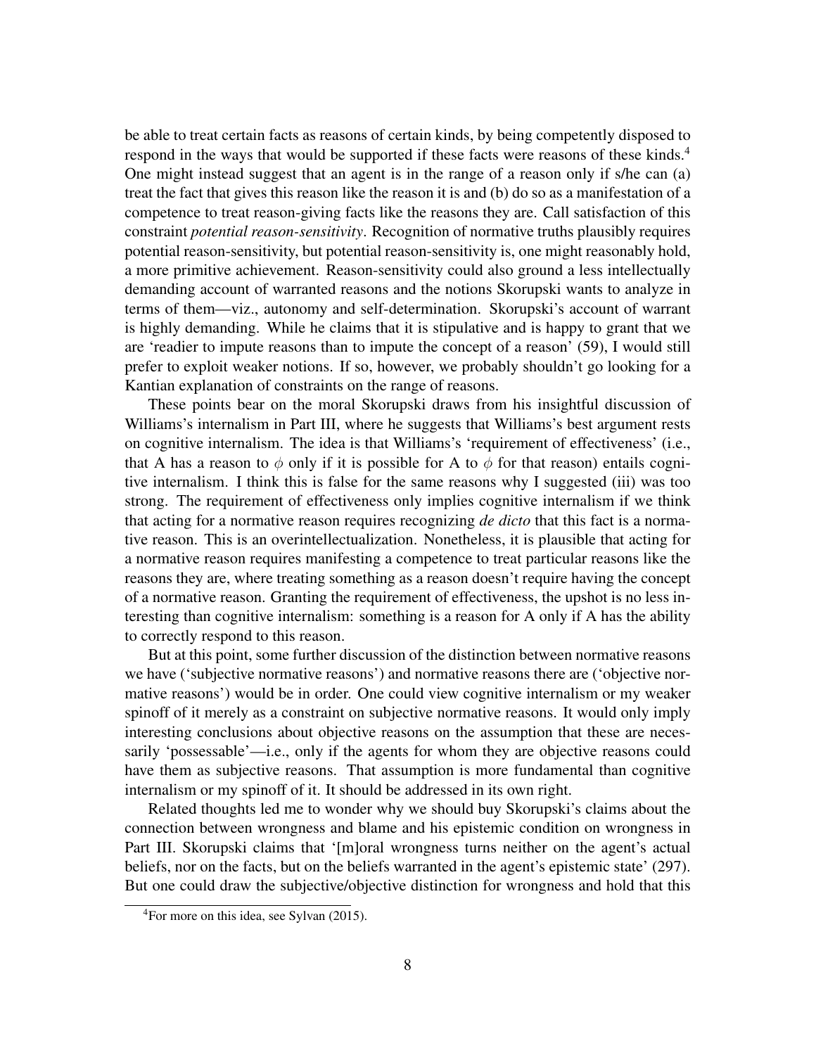be able to treat certain facts as reasons of certain kinds, by being competently disposed to respond in the ways that would be supported if these facts were reasons of these kinds.[4] One might instead suggest that an agent is in the range of a reason only if s/he can (a) treat the fact that gives this reason like the reason it is and (b) do so as a manifestation of a competence to treat reason-giving facts like the reasons they are. Call satisfaction of this constraint *potential reason-sensitivity*. Recognition of normative truths plausibly requires potential reason-sensitivity, but potential reason-sensitivity is, one might reasonably hold, a more primitive achievement. Reason-sensitivity could also ground a less intellectually demanding account of warranted reasons and the notions Skorupski wants to analyze in terms of them—viz., autonomy and self-determination. Skorupski's account of warrant is highly demanding. While he claims that it is stipulative and is happy to grant that we are 'readier to impute reasons than to impute the concept of a reason' (59), I would still prefer to exploit weaker notions. If so, however, we probably shouldn't go looking for a Kantian explanation of constraints on the range of reasons.

These points bear on the moral Skorupski draws from his insightful discussion of Williams's internalism in Part III, where he suggests that Williams's best argument rests on cognitive internalism. The idea is that Williams's 'requirement of effectiveness' (i.e., that A has a reason to $\phi$ only if it is possible for A to $\phi$ for that reason) entails cognitive internalism. I think this is false for the same reasons why I suggested (iii) was too strong. The requirement of effectiveness only implies cognitive internalism if we think that acting for a normative reason requires recognizing *de dicto* that this fact is a normative reason. This is an overintellectualization. Nonetheless, it is plausible that acting for a normative reason requires manifesting a competence to treat particular reasons like the reasons they are, where treating something as a reason doesn't require having the concept of a normative reason. Granting the requirement of effectiveness, the upshot is no less interesting than cognitive internalism: something is a reason for A only if A has the ability to correctly respond to this reason.

But at this point, some further discussion of the distinction between normative reasons we have ('subjective normative reasons') and normative reasons there are ('objective normative reasons') would be in order. One could view cognitive internalism or my weaker spinoff of it merely as a constraint on subjective normative reasons. It would only imply interesting conclusions about objective reasons on the assumption that these are necessarily 'possessable'—i.e., only if the agents for whom they are objective reasons could have them as subjective reasons. That assumption is more fundamental than cognitive internalism or my spinoff of it. It should be addressed in its own right.

Related thoughts led me to wonder why we should buy Skorupski's claims about the connection between wrongness and blame and his epistemic condition on wrongness in Part III. Skorupski claims that '[m]oral wrongness turns neither on the agent's actual beliefs, nor on the facts, but on the beliefs warranted in the agent's epistemic state' (297). But one could draw the subjective/objective distinction for wrongness and hold that this

[4] For more on this idea, see Sylvan (2015).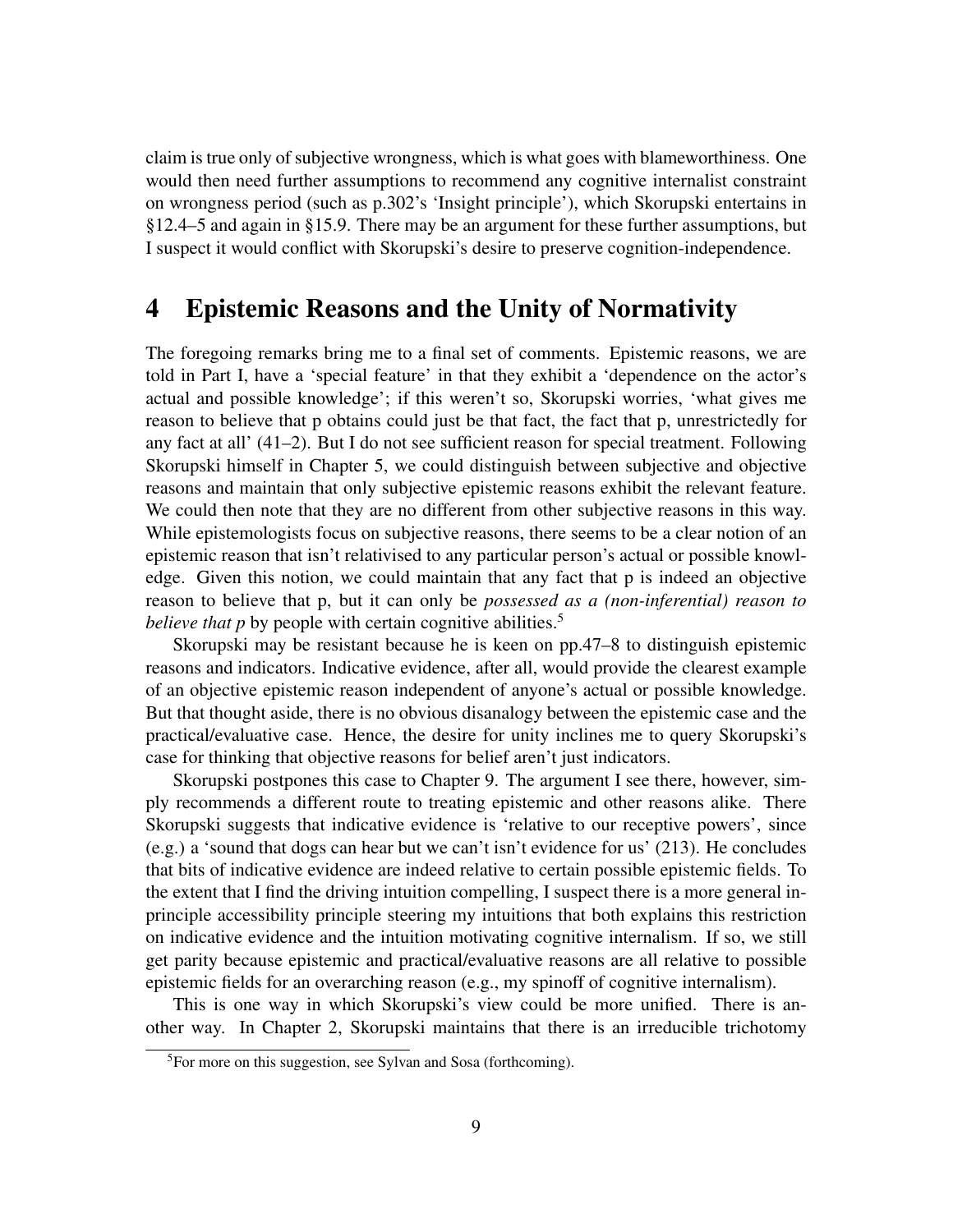claim is true only of subjective wrongness, which is what goes with blameworthiness. One would then need further assumptions to recommend any cognitive internalist constraint on wrongness period (such as p.302's 'Insight principle'), which Skorupski entertains in §12.4–5 and again in §15.9. There may be an argument for these further assumptions, but I suspect it would conflict with Skorupski's desire to preserve cognition-independence.

## 4 Epistemic Reasons and the Unity of Normativity

The foregoing remarks bring me to a final set of comments. Epistemic reasons, we are told in Part I, have a 'special feature' in that they exhibit a 'dependence on the actor's actual and possible knowledge'; if this weren't so, Skorupski worries, 'what gives me reason to believe that p obtains could just be that fact, the fact that p, unrestrictedly for any fact at all' (41–2). But I do not see sufficient reason for special treatment. Following Skorupski himself in Chapter 5, we could distinguish between subjective and objective reasons and maintain that only subjective epistemic reasons exhibit the relevant feature. We could then note that they are no different from other subjective reasons in this way. While epistemologists focus on subjective reasons, there seems to be a clear notion of an epistemic reason that isn't relativised to any particular person's actual or possible knowledge. Given this notion, we could maintain that any fact that p is indeed an objective reason to believe that p, but it can only be *possessed as a (non-inferential) reason to believe that p* by people with certain cognitive abilities.[5]

Skorupski may be resistant because he is keen on pp.47–8 to distinguish epistemic reasons and indicators. Indicative evidence, after all, would provide the clearest example of an objective epistemic reason independent of anyone's actual or possible knowledge. But that thought aside, there is no obvious disanalogy between the epistemic case and the practical/evaluative case. Hence, the desire for unity inclines me to query Skorupski's case for thinking that objective reasons for belief aren't just indicators.

Skorupski postpones this case to Chapter 9. The argument I see there, however, simply recommends a different route to treating epistemic and other reasons alike. There Skorupski suggests that indicative evidence is 'relative to our receptive powers', since (e.g.) a 'sound that dogs can hear but we can't isn't evidence for us' (213). He concludes that bits of indicative evidence are indeed relative to certain possible epistemic fields. To the extent that I find the driving intuition compelling, I suspect there is a more general in-principle accessibility principle steering my intuitions that both explains this restriction on indicative evidence and the intuition motivating cognitive internalism. If so, we still get parity because epistemic and practical/evaluative reasons are all relative to possible epistemic fields for an overarching reason (e.g., my spinoff of cognitive internalism).

This is one way in which Skorupski's view could be more unified. There is another way. In Chapter 2, Skorupski maintains that there is an irreducible trichotomy

[5] For more on this suggestion, see Sylvan and Sosa (forthcoming).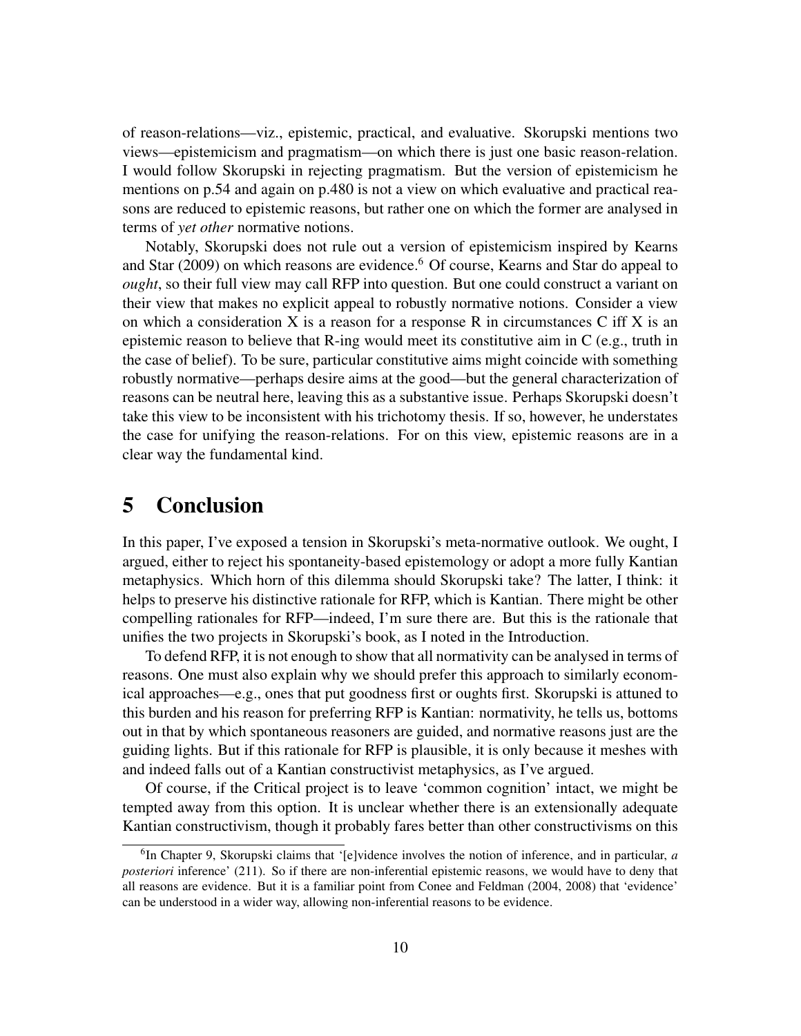of reason-relations—viz., epistemic, practical, and evaluative. Skorupski mentions two views—epistemicism and pragmatism—on which there is just one basic reason-relation. I would follow Skorupski in rejecting pragmatism. But the version of epistemicism he mentions on p.54 and again on p.480 is not a view on which evaluative and practical reasons are reduced to epistemic reasons, but rather one on which the former are analysed in terms of *yet other* normative notions.

Notably, Skorupski does not rule out a version of epistemicism inspired by Kearns and Star (2009) on which reasons are evidence.[6] Of course, Kearns and Star do appeal to *ought*, so their full view may call RFP into question. But one could construct a variant on their view that makes no explicit appeal to robustly normative notions. Consider a view on which a consideration X is a reason for a response R in circumstances C iff X is an epistemic reason to believe that R-ing would meet its constitutive aim in C (e.g., truth in the case of belief). To be sure, particular constitutive aims might coincide with something robustly normative—perhaps desire aims at the good—but the general characterization of reasons can be neutral here, leaving this as a substantive issue. Perhaps Skorupski doesn't take this view to be inconsistent with his trichotomy thesis. If so, however, he understates the case for unifying the reason-relations. For on this view, epistemic reasons are in a clear way the fundamental kind.

# 5 Conclusion

In this paper, I've exposed a tension in Skorupski's meta-normative outlook. We ought, I argued, either to reject his spontaneity-based epistemology or adopt a more fully Kantian metaphysics. Which horn of this dilemma should Skorupski take? The latter, I think: it helps to preserve his distinctive rationale for RFP, which is Kantian. There might be other compelling rationales for RFP—indeed, I'm sure there are. But this is the rationale that unifies the two projects in Skorupski's book, as I noted in the Introduction.

To defend RFP, it is not enough to show that all normativity can be analysed in terms of reasons. One must also explain why we should prefer this approach to similarly economical approaches—e.g., ones that put goodness first or oughts first. Skorupski is attuned to this burden and his reason for preferring RFP is Kantian: normativity, he tells us, bottoms out in that by which spontaneous reasoners are guided, and normative reasons just are the guiding lights. But if this rationale for RFP is plausible, it is only because it meshes with and indeed falls out of a Kantian constructivist metaphysics, as I've argued.

Of course, if the Critical project is to leave 'common cognition' intact, we might be tempted away from this option. It is unclear whether there is an extensionally adequate Kantian constructivism, though it probably fares better than other constructivisms on this

[6] In Chapter 9, Skorupski claims that '[e]vidence involves the notion of inference, and in particular, *a posteriori* inference' (211). So if there are non-inferential epistemic reasons, we would have to deny that all reasons are evidence. But it is a familiar point from Conee and Feldman (2004, 2008) that 'evidence' can be understood in a wider way, allowing non-inferential reasons to be evidence.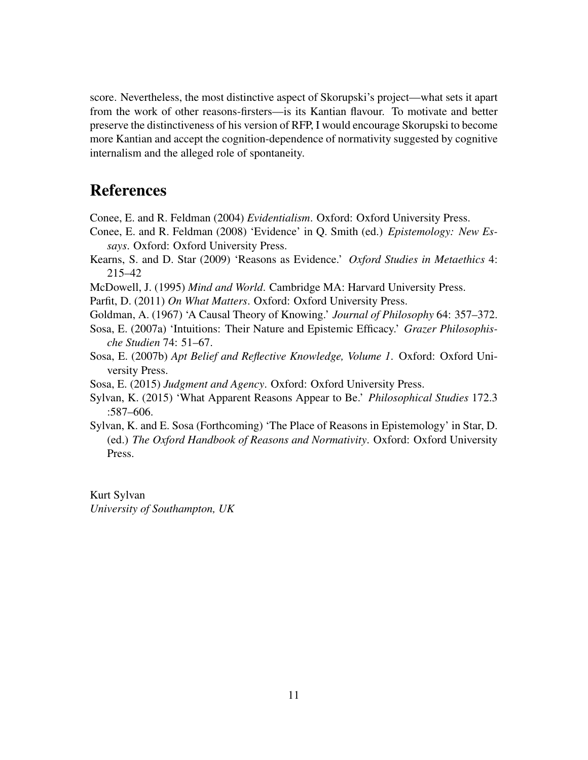score. Nevertheless, the most distinctive aspect of Skorupski's project—what sets it apart from the work of other reasons-firsters—is its Kantian flavour. To motivate and better preserve the distinctiveness of his version of RFP, I would encourage Skorupski to become more Kantian and accept the cognition-dependence of normativity suggested by cognitive internalism and the alleged role of spontaneity.

## References

Conee, E. and R. Feldman (2004) *Evidentialism*. Oxford: Oxford University Press.

Conee, E. and R. Feldman (2008) 'Evidence' in Q. Smith (ed.) *Epistemology: New Essays*. Oxford: Oxford University Press.

Kearns, S. and D. Star (2009) 'Reasons as Evidence.' *Oxford Studies in Metaethics* 4: 215–42

McDowell, J. (1995) *Mind and World*. Cambridge MA: Harvard University Press.

Parfit, D. (2011) *On What Matters*. Oxford: Oxford University Press.

Goldman, A. (1967) 'A Causal Theory of Knowing.' *Journal of Philosophy* 64: 357–372.

Sosa, E. (2007a) 'Intuitions: Their Nature and Epistemic Efficacy.' *Grazer Philosophische Studien* 74: 51–67.

Sosa, E. (2007b) *Apt Belief and Reflective Knowledge, Volume 1*. Oxford: Oxford University Press.

Sosa, E. (2015) *Judgment and Agency*. Oxford: Oxford University Press.

Sylvan, K. (2015) 'What Apparent Reasons Appear to Be.' *Philosophical Studies* 172.3 :587–606.

Sylvan, K. and E. Sosa (Forthcoming) 'The Place of Reasons in Epistemology' in Star, D. (ed.) *The Oxford Handbook of Reasons and Normativity*. Oxford: Oxford University Press.

Kurt Sylvan
*University of Southampton, UK*